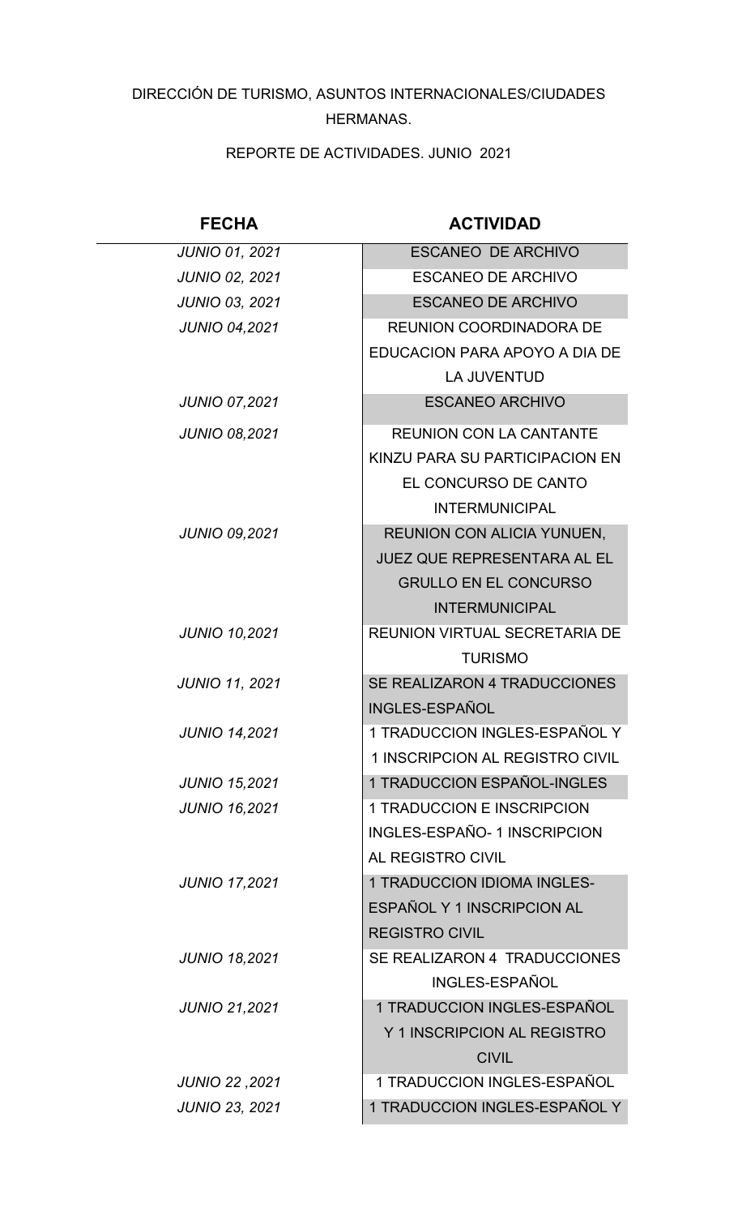DIRECCIÓN DE TURISMO, ASUNTOS INTERNACIONALES/CIUDADES HERMANAS.

REPORTE DE ACTIVIDADES. JUNIO 2021

| FECHA | ACTIVIDAD |
|---|---|
| *JUNIO 01, 2021* | ESCANEO DE ARCHIVO |
| *JUNIO 02, 2021* | ESCANEO DE ARCHIVO |
| *JUNIO 03, 2021* | ESCANEO DE ARCHIVO |
| *JUNIO 04,2021* | REUNION COORDINADORA DE EDUCACION PARA APOYO A DIA DE LA JUVENTUD |
| *JUNIO 07,2021* | ESCANEO ARCHIVO |
| *JUNIO 08,2021* | REUNION CON LA CANTANTE KINZU PARA SU PARTICIPACION EN EL CONCURSO DE CANTO INTERMUNICIPAL |
| *JUNIO 09,2021* | REUNION CON ALICIA YUNUEN, JUEZ QUE REPRESENTARA AL EL GRULLO EN EL CONCURSO INTERMUNICIPAL |
| *JUNIO 10,2021* | REUNION VIRTUAL SECRETARIA DE TURISMO |
| *JUNIO 11, 2021* | SE REALIZARON 4 TRADUCCIONES INGLES-ESPAÑOL |
| *JUNIO 14,2021* | 1 TRADUCCION INGLES-ESPAÑOL Y 1 INSCRIPCION AL REGISTRO CIVIL |
| *JUNIO 15,2021* | 1 TRADUCCION ESPAÑOL-INGLES |
| *JUNIO 16,2021* | 1 TRADUCCION E INSCRIPCION INGLES-ESPAÑO- 1 INSCRIPCION AL REGISTRO CIVIL |
| *JUNIO 17,2021* | 1 TRADUCCION IDIOMA INGLES-ESPAÑOL Y 1 INSCRIPCION AL REGISTRO CIVIL |
| *JUNIO 18,2021* | SE REALIZARON 4 TRADUCCIONES INGLES-ESPAÑOL |
| *JUNIO 21,2021* | 1 TRADUCCION INGLES-ESPAÑOL Y 1 INSCRIPCION AL REGISTRO CIVIL |
| *JUNIO 22 ,2021* | 1 TRADUCCION INGLES-ESPAÑOL |
| *JUNIO 23, 2021* | 1 TRADUCCION INGLES-ESPAÑOL Y |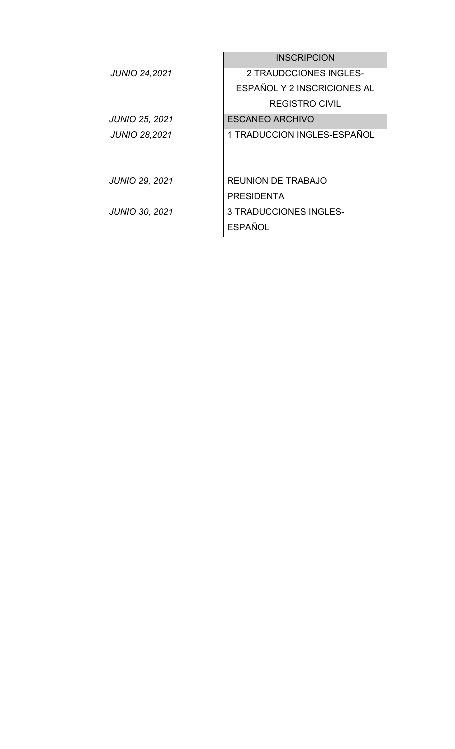| | |
|---|---|
| | INSCRIPCION |
| *JUNIO 24,2021* | 2 TRAUDCCIONES INGLES-ESPAÑOL Y 2 INSCRICIONES AL REGISTRO CIVIL |
| *JUNIO 25, 2021* | ESCANEO ARCHIVO |
| *JUNIO 28,2021* | 1 TRADUCCION INGLES-ESPAÑOL |
| *JUNIO 29, 2021* | REUNION DE TRABAJO PRESIDENTA |
| *JUNIO 30, 2021* | 3 TRADUCCIONES INGLES-ESPAÑOL |